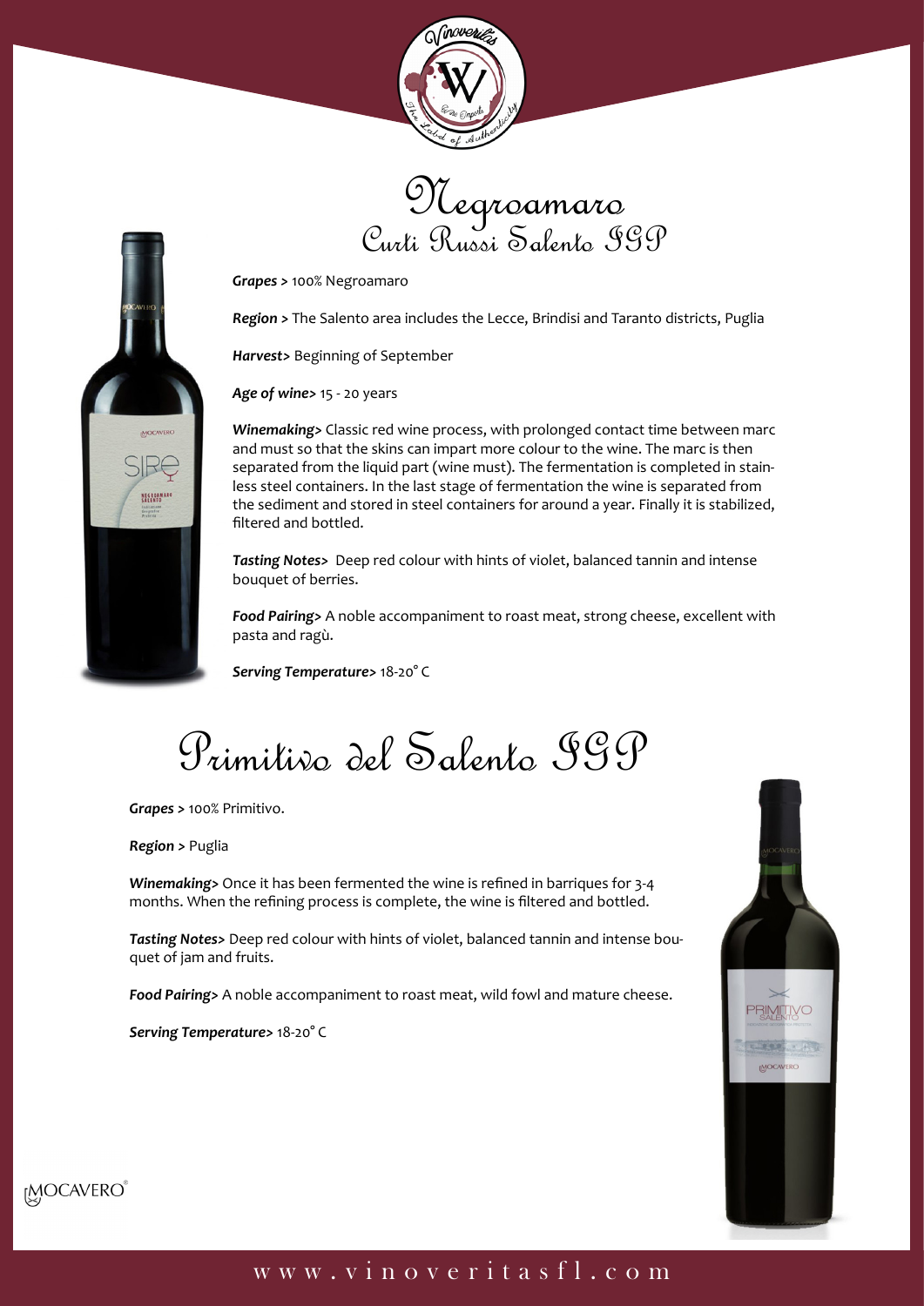# Negroamaro
## Curti Russi Salento IGP

***Grapes >*** 100% Negroamaro

***Region >*** The Salento area includes the Lecce, Brindisi and Taranto districts, Puglia

***Harvest>*** Beginning of September

***Age of wine>*** 15 - 20 years

***Winemaking>*** Classic red wine process, with prolonged contact time between marc and must so that the skins can impart more colour to the wine. The marc is then separated from the liquid part (wine must). The fermentation is completed in stainless steel containers. In the last stage of fermentation the wine is separated from the sediment and stored in steel containers for around a year. Finally it is stabilized, filtered and bottled.

***Tasting Notes>*** Deep red colour with hints of violet, balanced tannin and intense bouquet of berries.

***Food Pairing>*** A noble accompaniment to roast meat, strong cheese, excellent with pasta and ragù.

***Serving Temperature>*** 18-20° C

# Primitivo del Salento IGP

***Grapes >*** 100% Primitivo.

***Region >*** Puglia

***Winemaking>*** Once it has been fermented the wine is refined in barriques for 3-4 months. When the refining process is complete, the wine is filtered and bottled.

***Tasting Notes>*** Deep red colour with hints of violet, balanced tannin and intense bouquet of jam and fruits.

***Food Pairing>*** A noble accompaniment to roast meat, wild fowl and mature cheese.

***Serving Temperature>*** 18-20° C

MOCAVERO®

www.vinoveritasfl.com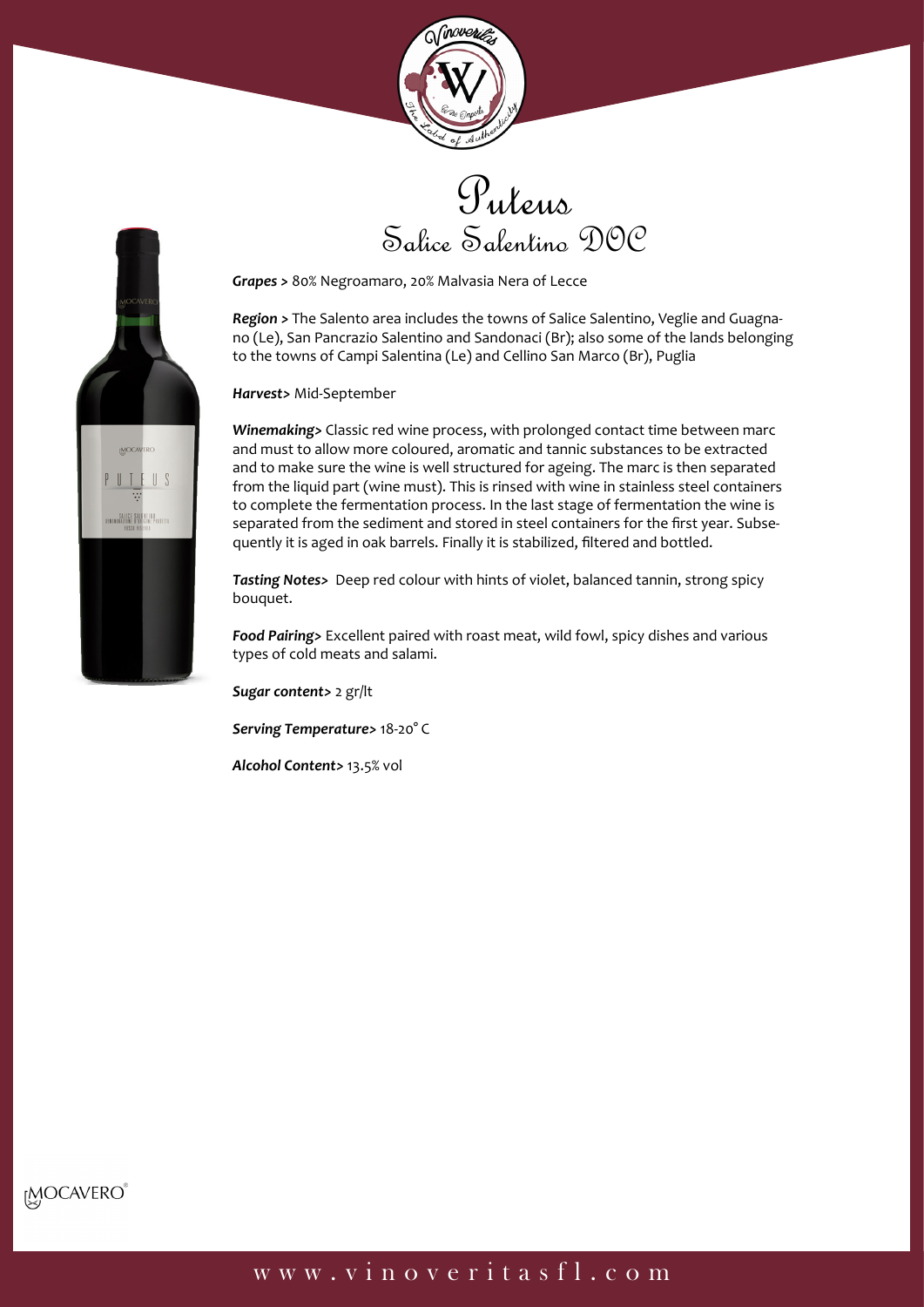# Puteus

## Salice Salentino DOC

***Grapes >*** 80% Negroamaro, 20% Malvasia Nera of Lecce

***Region >*** The Salento area includes the towns of Salice Salentino, Veglie and Guagnano (Le), San Pancrazio Salentino and Sandonaci (Br); also some of the lands belonging to the towns of Campi Salentina (Le) and Cellino San Marco (Br), Puglia

***Harvest>*** Mid-September

***Winemaking>*** Classic red wine process, with prolonged contact time between marc and must to allow more coloured, aromatic and tannic substances to be extracted and to make sure the wine is well structured for ageing. The marc is then separated from the liquid part (wine must). This is rinsed with wine in stainless steel containers to complete the fermentation process. In the last stage of fermentation the wine is separated from the sediment and stored in steel containers for the first year. Subsequently it is aged in oak barrels. Finally it is stabilized, filtered and bottled.

***Tasting Notes>*** Deep red colour with hints of violet, balanced tannin, strong spicy bouquet.

***Food Pairing>*** Excellent paired with roast meat, wild fowl, spicy dishes and various types of cold meats and salami.

***Sugar content>*** 2 gr/lt

***Serving Temperature>*** 18-20° C

***Alcohol Content>*** 13.5% vol

MOCAVERO®

www.vinoveritasfl.com